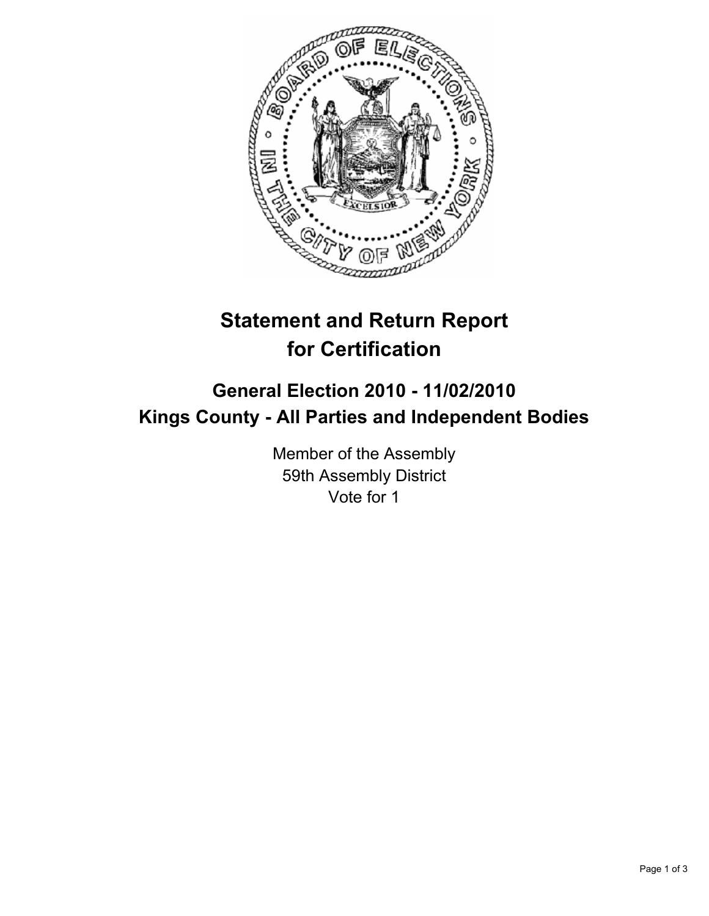# Statement and Return Report for Certification

## General Election 2010 - 11/02/2010
## Kings County - All Parties and Independent Bodies

Member of the Assembly
59th Assembly District
Vote for 1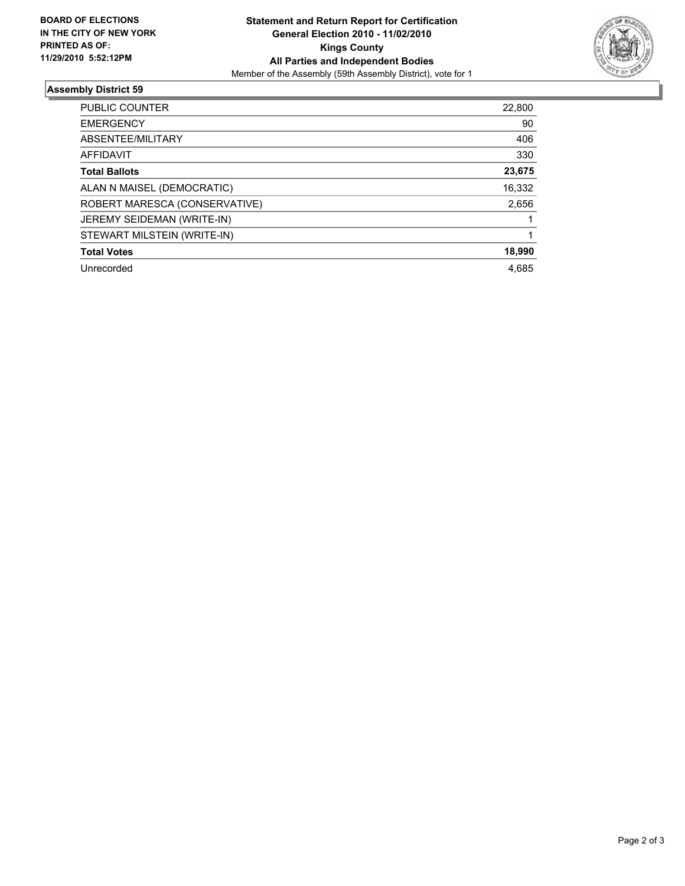**BOARD OF ELECTIONS IN THE CITY OF NEW YORK PRINTED AS OF: 11/29/2010 5:52:12PM**

# Statement and Return Report for Certification
## General Election 2010 - 11/02/2010
## Kings County
## All Parties and Independent Bodies
Member of the Assembly (59th Assembly District), vote for 1

### Assembly District 59

| | |
|---|---|
| PUBLIC COUNTER | 22,800 |
| EMERGENCY | 90 |
| ABSENTEE/MILITARY | 406 |
| AFFIDAVIT | 330 |
| **Total Ballots** | **23,675** |
| ALAN N MAISEL (DEMOCRATIC) | 16,332 |
| ROBERT MARESCA (CONSERVATIVE) | 2,656 |
| JEREMY SEIDEMAN (WRITE-IN) | 1 |
| STEWART MILSTEIN (WRITE-IN) | 1 |
| **Total Votes** | **18,990** |
| Unrecorded | 4,685 |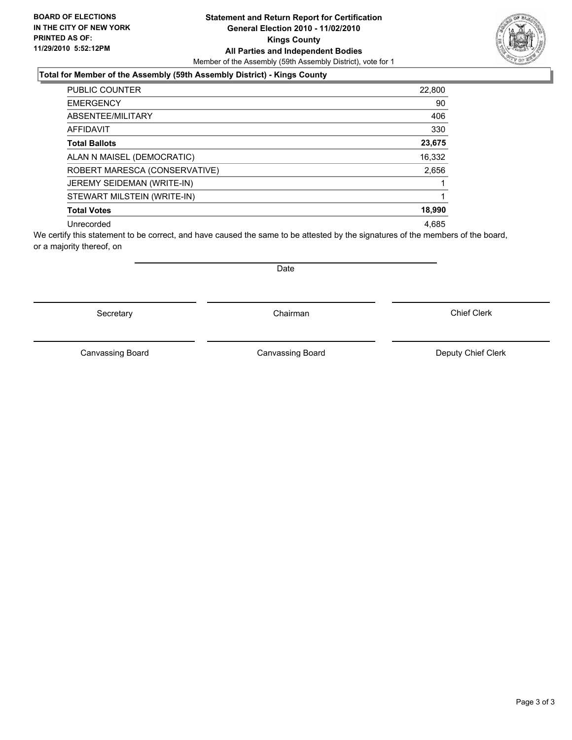**BOARD OF ELECTIONS IN THE CITY OF NEW YORK PRINTED AS OF: 11/29/2010 5:52:12PM**

**Statement and Return Report for Certification**
**General Election 2010 - 11/02/2010**
**Kings County**
**All Parties and Independent Bodies**
Member of the Assembly (59th Assembly District), vote for 1

**Total for Member of the Assembly (59th Assembly District) - Kings County**

| | |
|---|---|
| PUBLIC COUNTER | 22,800 |
| EMERGENCY | 90 |
| ABSENTEE/MILITARY | 406 |
| AFFIDAVIT | 330 |
| **Total Ballots** | **23,675** |
| ALAN N MAISEL (DEMOCRATIC) | 16,332 |
| ROBERT MARESCA (CONSERVATIVE) | 2,656 |
| JEREMY SEIDEMAN (WRITE-IN) | 1 |
| STEWART MILSTEIN (WRITE-IN) | 1 |
| **Total Votes** | **18,990** |
| Unrecorded | 4,685 |

We certify this statement to be correct, and have caused the same to be attested by the signatures of the members of the board, or a majority thereof, on

Date

Secretary

Chairman

Chief Clerk

Canvassing Board

Canvassing Board

Deputy Chief Clerk